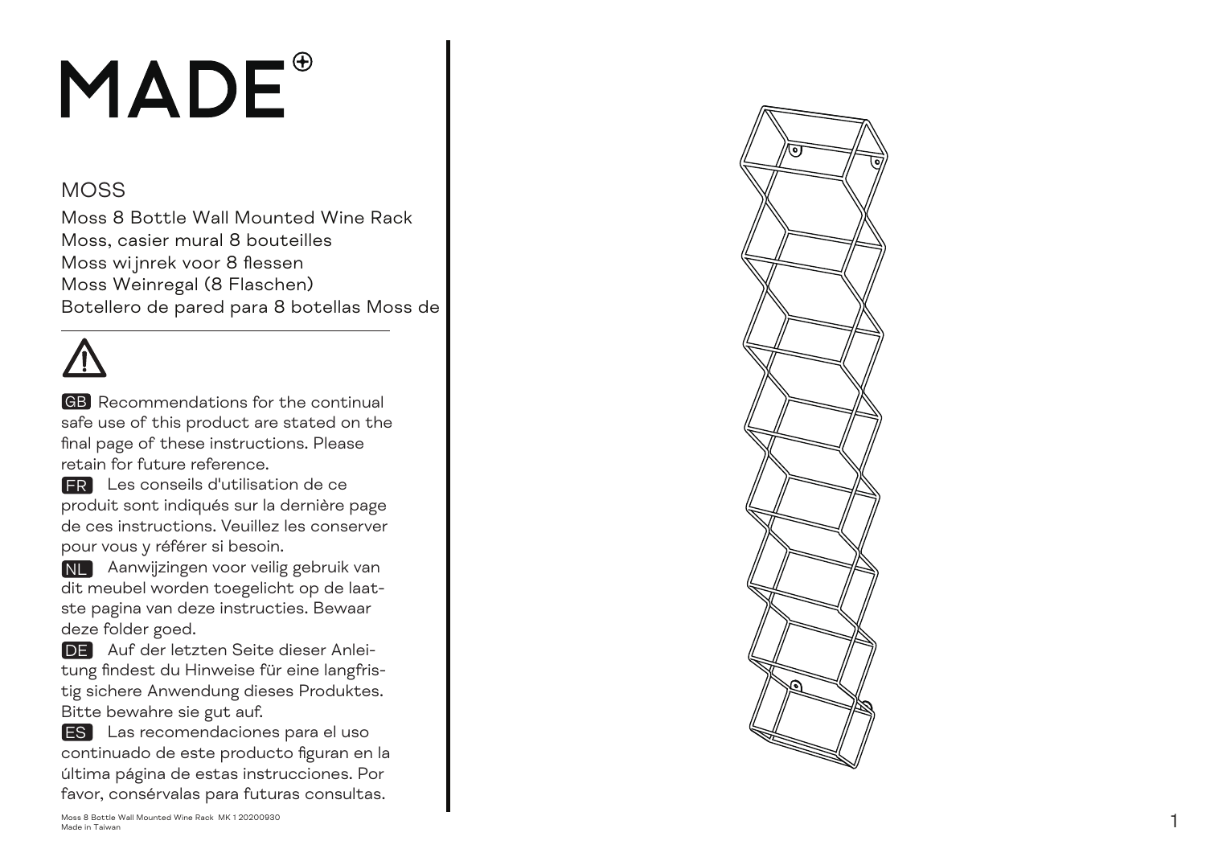# MADE

## MOSS

Moss 8 Bottle Wall Mounted Wine Rack
Moss, casier mural 8 bouteilles
Moss wijnrek voor 8 flessen
Moss Weinregal (8 Flaschen)
Botellero de pared para 8 botellas Moss de

---

⚠

**GB** Recommendations for the continual safe use of this product are stated on the final page of these instructions. Please retain for future reference.

**FR** Les conseils d'utilisation de ce produit sont indiqués sur la dernière page de ces instructions. Veuillez les conserver pour vous y référer si besoin.

**NL** Aanwijzingen voor veilig gebruik van dit meubel worden toegelicht op de laatste pagina van deze instructies. Bewaar deze folder goed.

**DE** Auf der letzten Seite dieser Anleitung findest du Hinweise für eine langfristig sichere Anwendung dieses Produktes. Bitte bewahre sie gut auf.

**ES** Las recomendaciones para el uso continuado de este producto figuran en la última página de estas instrucciones. Por favor, consérvalas para futuras consultas.

Moss 8 Bottle Wall Mounted Wine Rack MK 1 20200930
Made in Taiwan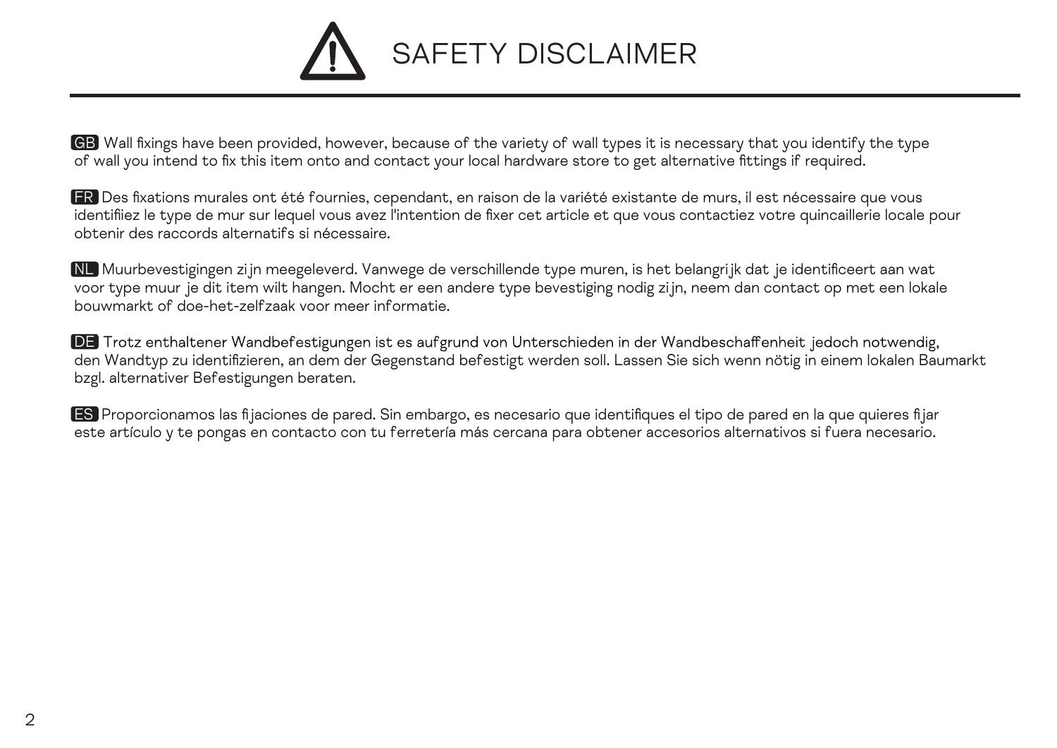# SAFETY DISCLAIMER

**GB** Wall fixings have been provided, however, because of the variety of wall types it is necessary that you identify the type of wall you intend to fix this item onto and contact your local hardware store to get alternative fittings if required.

**FR** Des fixations murales ont été fournies, cependant, en raison de la variété existante de murs, il est nécessaire que vous identifiiez le type de mur sur lequel vous avez l'intention de fixer cet article et que vous contactiez votre quincaillerie locale pour obtenir des raccords alternatifs si nécessaire.

**NL** Muurbevestigingen zijn meegeleverd. Vanwege de verschillende type muren, is het belangrijk dat je identificeert aan wat voor type muur je dit item wilt hangen. Mocht er een andere type bevestiging nodig zijn, neem dan contact op met een lokale bouwmarkt of doe-het-zelfzaak voor meer informatie.

**DE** Trotz enthaltener Wandbefestigungen ist es aufgrund von Unterschieden in der Wandbeschaffenheit jedoch notwendig, den Wandtyp zu identifizieren, an dem der Gegenstand befestigt werden soll. Lassen Sie sich wenn nötig in einem lokalen Baumarkt bzgl. alternativer Befestigungen beraten.

**ES** Proporcionamos las fijaciones de pared. Sin embargo, es necesario que identifiques el tipo de pared en la que quieres fijar este artículo y te pongas en contacto con tu ferretería más cercana para obtener accesorios alternativos si fuera necesario.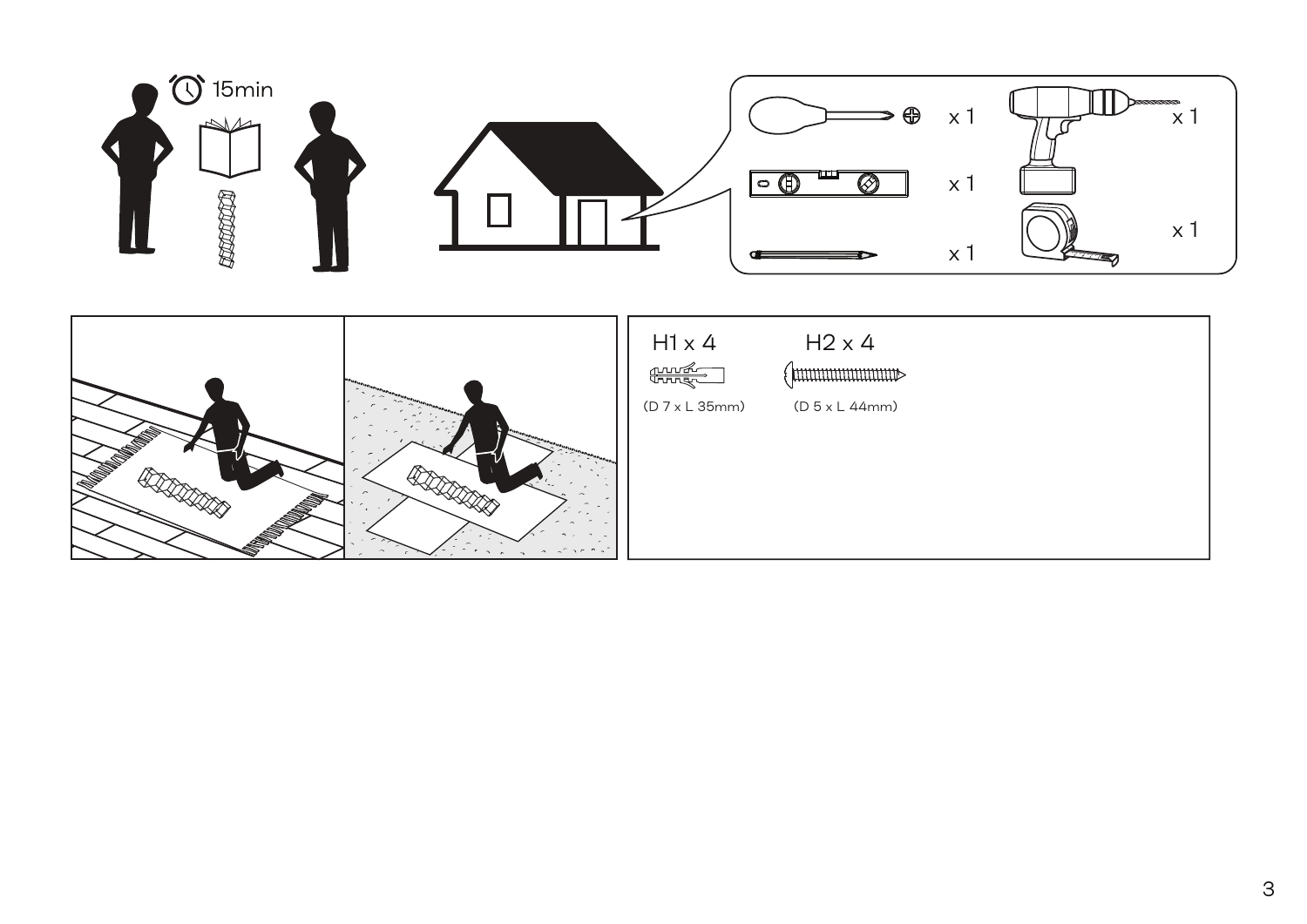15min

x 1

x 1

x 1

x 1

x 1

H1 x 4

(D 7 x L 35mm)

H2 x 4

(D 5 x L 44mm)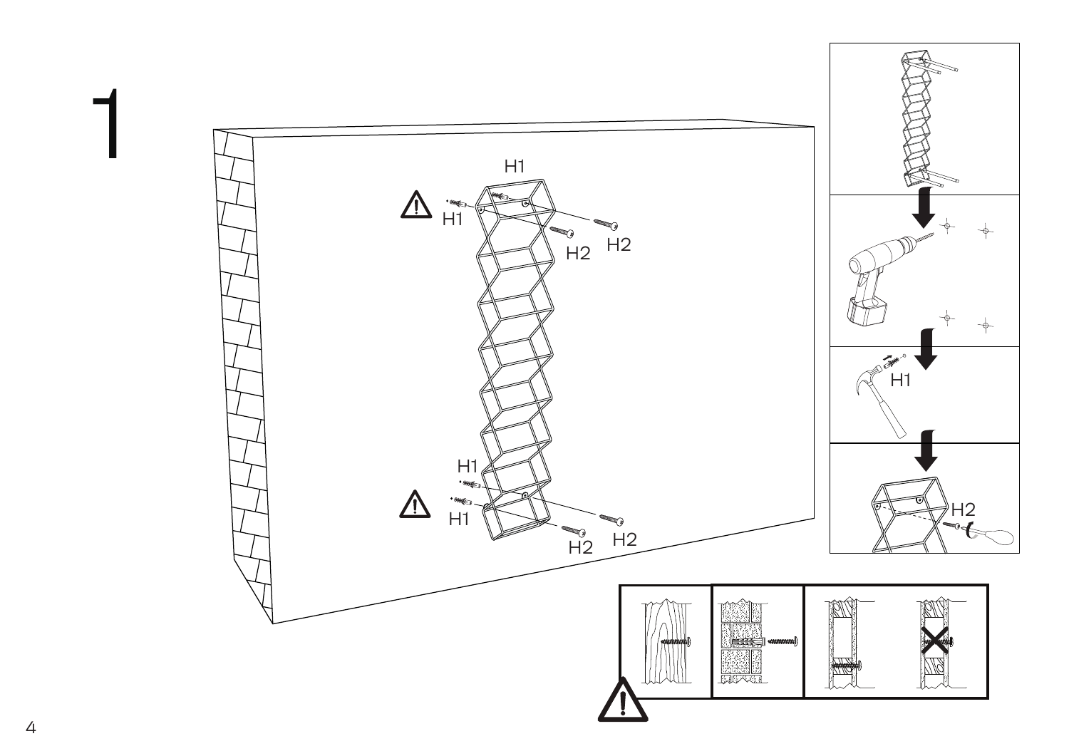1

H1

H1

H2

H2

H1

H1

H2

H2

H1

H2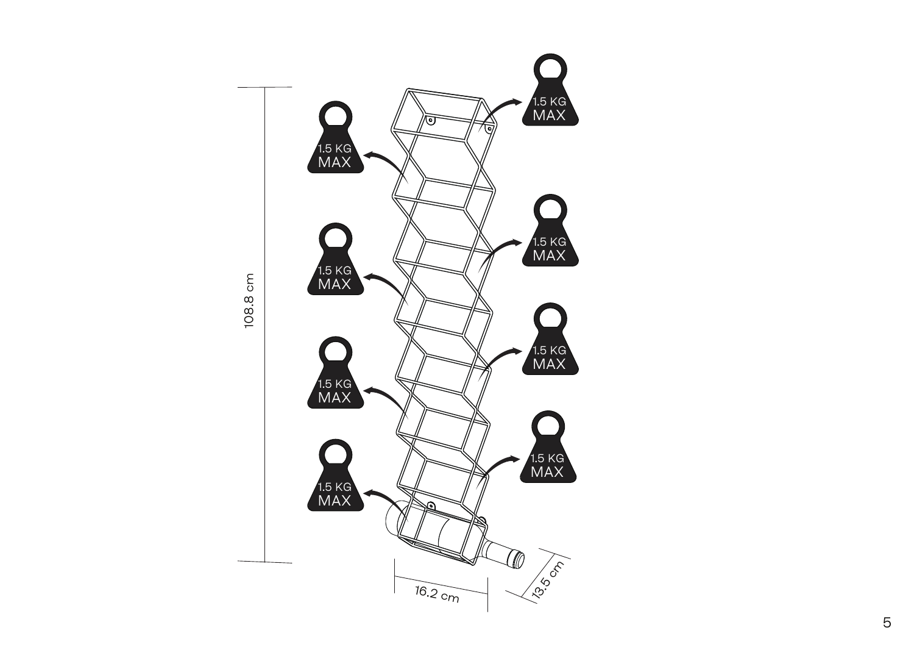1.5 KG MAX

1.5 KG MAX

1.5 KG MAX

1.5 KG MAX

1.5 KG MAX

1.5 KG MAX

1.5 KG MAX

1.5 KG MAX

108.8 cm

16.2 cm

13.5 cm